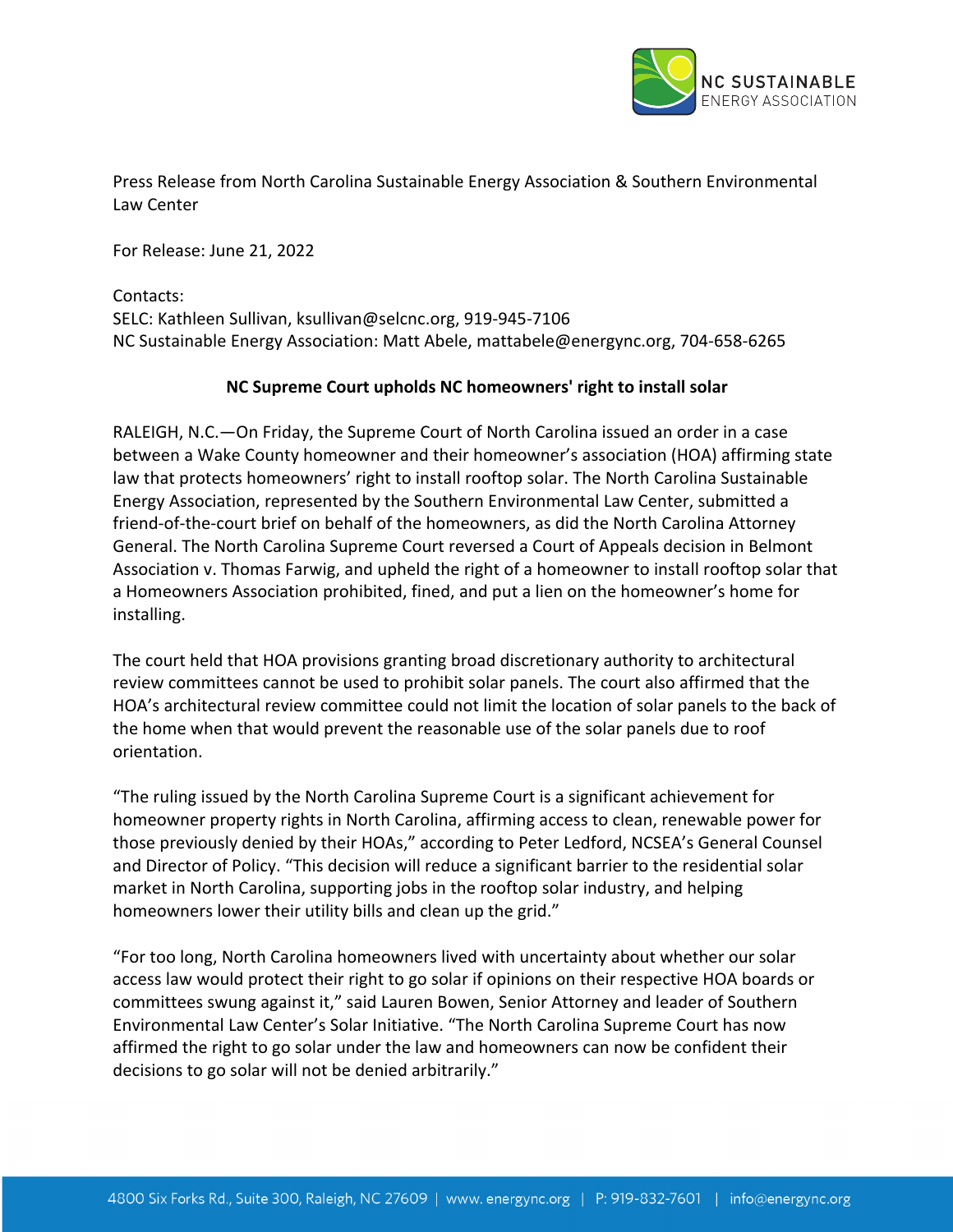Press Release from North Carolina Sustainable Energy Association & Southern Environmental Law Center

For Release: June 21, 2022

Contacts:
SELC: Kathleen Sullivan, ksullivan@selcnc.org, 919-945-7106
NC Sustainable Energy Association: Matt Abele, mattabele@energync.org, 704-658-6265

## NC Supreme Court upholds NC homeowners' right to install solar

RALEIGH, N.C.—On Friday, the Supreme Court of North Carolina issued an order in a case between a Wake County homeowner and their homeowner's association (HOA) affirming state law that protects homeowners' right to install rooftop solar. The North Carolina Sustainable Energy Association, represented by the Southern Environmental Law Center, submitted a friend-of-the-court brief on behalf of the homeowners, as did the North Carolina Attorney General. The North Carolina Supreme Court reversed a Court of Appeals decision in Belmont Association v. Thomas Farwig, and upheld the right of a homeowner to install rooftop solar that a Homeowners Association prohibited, fined, and put a lien on the homeowner's home for installing.

The court held that HOA provisions granting broad discretionary authority to architectural review committees cannot be used to prohibit solar panels. The court also affirmed that the HOA's architectural review committee could not limit the location of solar panels to the back of the home when that would prevent the reasonable use of the solar panels due to roof orientation.

"The ruling issued by the North Carolina Supreme Court is a significant achievement for homeowner property rights in North Carolina, affirming access to clean, renewable power for those previously denied by their HOAs," according to Peter Ledford, NCSEA's General Counsel and Director of Policy. "This decision will reduce a significant barrier to the residential solar market in North Carolina, supporting jobs in the rooftop solar industry, and helping homeowners lower their utility bills and clean up the grid."

"For too long, North Carolina homeowners lived with uncertainty about whether our solar access law would protect their right to go solar if opinions on their respective HOA boards or committees swung against it," said Lauren Bowen, Senior Attorney and leader of Southern Environmental Law Center's Solar Initiative. "The North Carolina Supreme Court has now affirmed the right to go solar under the law and homeowners can now be confident their decisions to go solar will not be denied arbitrarily."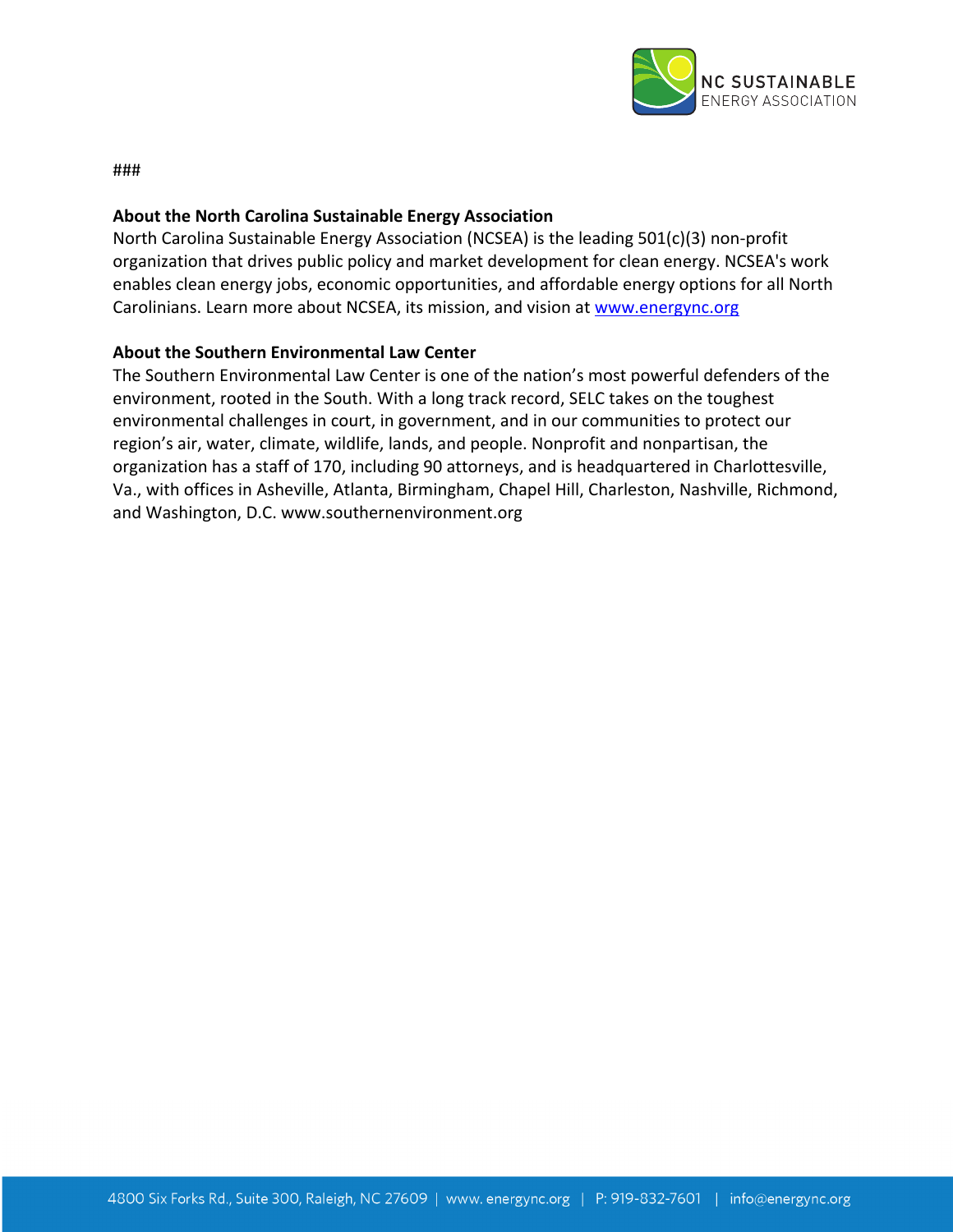###

**About the North Carolina Sustainable Energy Association**

North Carolina Sustainable Energy Association (NCSEA) is the leading 501(c)(3) non-profit organization that drives public policy and market development for clean energy. NCSEA's work enables clean energy jobs, economic opportunities, and affordable energy options for all North Carolinians. Learn more about NCSEA, its mission, and vision at www.energync.org

**About the Southern Environmental Law Center**

The Southern Environmental Law Center is one of the nation's most powerful defenders of the environment, rooted in the South. With a long track record, SELC takes on the toughest environmental challenges in court, in government, and in our communities to protect our region's air, water, climate, wildlife, lands, and people. Nonprofit and nonpartisan, the organization has a staff of 170, including 90 attorneys, and is headquartered in Charlottesville, Va., with offices in Asheville, Atlanta, Birmingham, Chapel Hill, Charleston, Nashville, Richmond, and Washington, D.C. www.southernenvironment.org